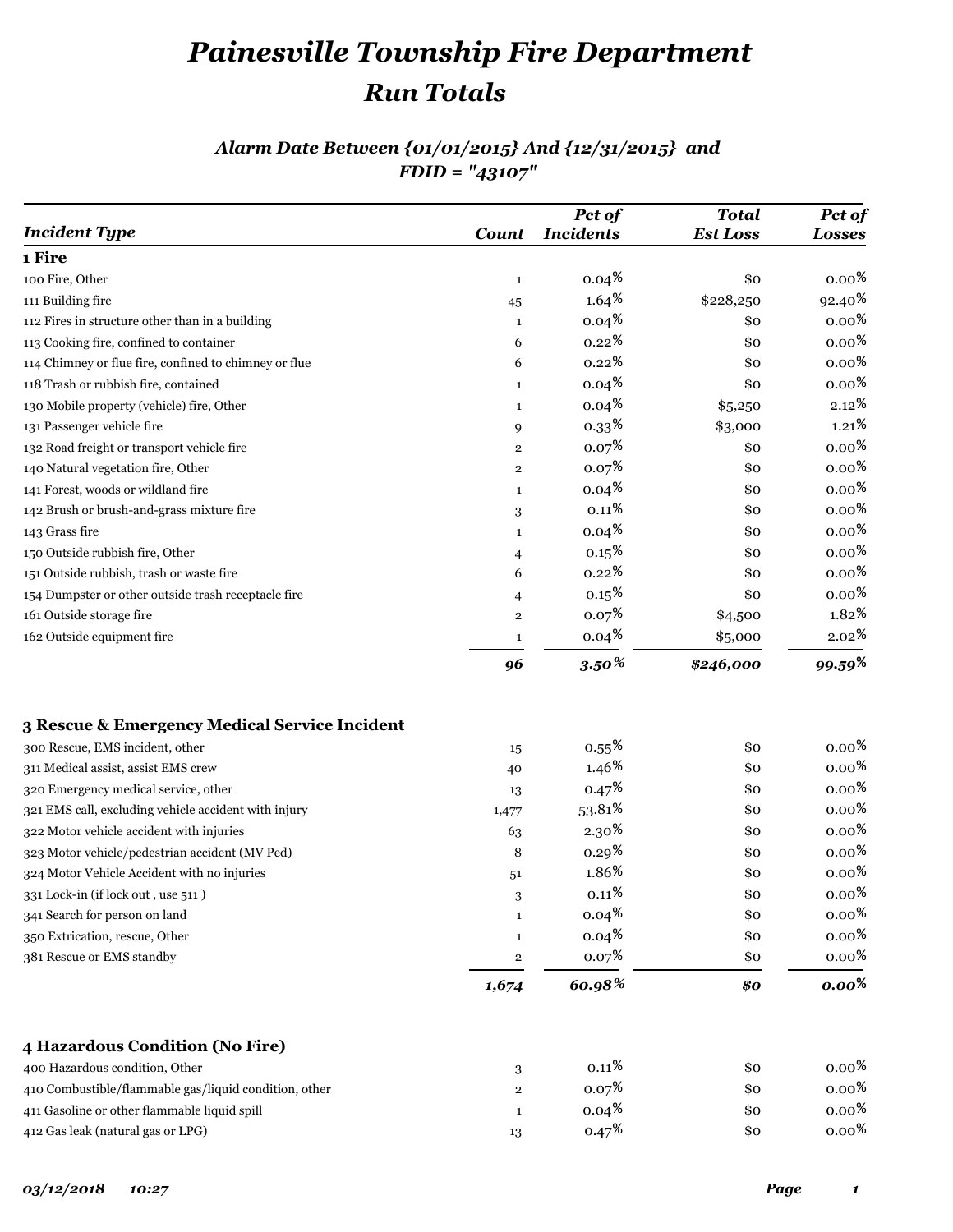# *Painesville Township Fire Department*

## *Run Totals*

### *Alarm Date Between {01/01/2015} And {12/31/2015} and FDID = "43107"*

| *Incident Type* | *Count* | *Pct of Incidents* | *Total Est Loss* | *Pct of Losses* |
|---|---|---|---|---|
| **1 Fire** | | | | |
| 100 Fire, Other | 1 | 0.04% | $0 | 0.00% |
| 111 Building fire | 45 | 1.64% | $228,250 | 92.40% |
| 112 Fires in structure other than in a building | 1 | 0.04% | $0 | 0.00% |
| 113 Cooking fire, confined to container | 6 | 0.22% | $0 | 0.00% |
| 114 Chimney or flue fire, confined to chimney or flue | 6 | 0.22% | $0 | 0.00% |
| 118 Trash or rubbish fire, contained | 1 | 0.04% | $0 | 0.00% |
| 130 Mobile property (vehicle) fire, Other | 1 | 0.04% | $5,250 | 2.12% |
| 131 Passenger vehicle fire | 9 | 0.33% | $3,000 | 1.21% |
| 132 Road freight or transport vehicle fire | 2 | 0.07% | $0 | 0.00% |
| 140 Natural vegetation fire, Other | 2 | 0.07% | $0 | 0.00% |
| 141 Forest, woods or wildland fire | 1 | 0.04% | $0 | 0.00% |
| 142 Brush or brush-and-grass mixture fire | 3 | 0.11% | $0 | 0.00% |
| 143 Grass fire | 1 | 0.04% | $0 | 0.00% |
| 150 Outside rubbish fire, Other | 4 | 0.15% | $0 | 0.00% |
| 151 Outside rubbish, trash or waste fire | 6 | 0.22% | $0 | 0.00% |
| 154 Dumpster or other outside trash receptacle fire | 4 | 0.15% | $0 | 0.00% |
| 161 Outside storage fire | 2 | 0.07% | $4,500 | 1.82% |
| 162 Outside equipment fire | 1 | 0.04% | $5,000 | 2.02% |
| | ***96*** | ***3.50%*** | ***$246,000*** | ***99.59%*** |
| **3 Rescue & Emergency Medical Service Incident** | | | | |
| 300 Rescue, EMS incident, other | 15 | 0.55% | $0 | 0.00% |
| 311 Medical assist, assist EMS crew | 40 | 1.46% | $0 | 0.00% |
| 320 Emergency medical service, other | 13 | 0.47% | $0 | 0.00% |
| 321 EMS call, excluding vehicle accident with injury | 1,477 | 53.81% | $0 | 0.00% |
| 322 Motor vehicle accident with injuries | 63 | 2.30% | $0 | 0.00% |
| 323 Motor vehicle/pedestrian accident (MV Ped) | 8 | 0.29% | $0 | 0.00% |
| 324 Motor Vehicle Accident with no injuries | 51 | 1.86% | $0 | 0.00% |
| 331 Lock-in (if lock out , use 511 ) | 3 | 0.11% | $0 | 0.00% |
| 341 Search for person on land | 1 | 0.04% | $0 | 0.00% |
| 350 Extrication, rescue, Other | 1 | 0.04% | $0 | 0.00% |
| 381 Rescue or EMS standby | 2 | 0.07% | $0 | 0.00% |
| | ***1,674*** | ***60.98%*** | ***$0*** | ***0.00%*** |
| **4 Hazardous Condition (No Fire)** | | | | |
| 400 Hazardous condition, Other | 3 | 0.11% | $0 | 0.00% |
| 410 Combustible/flammable gas/liquid condition, other | 2 | 0.07% | $0 | 0.00% |
| 411 Gasoline or other flammable liquid spill | 1 | 0.04% | $0 | 0.00% |
| 412 Gas leak (natural gas or LPG) | 13 | 0.47% | $0 | 0.00% |

*03/12/2018 10:27*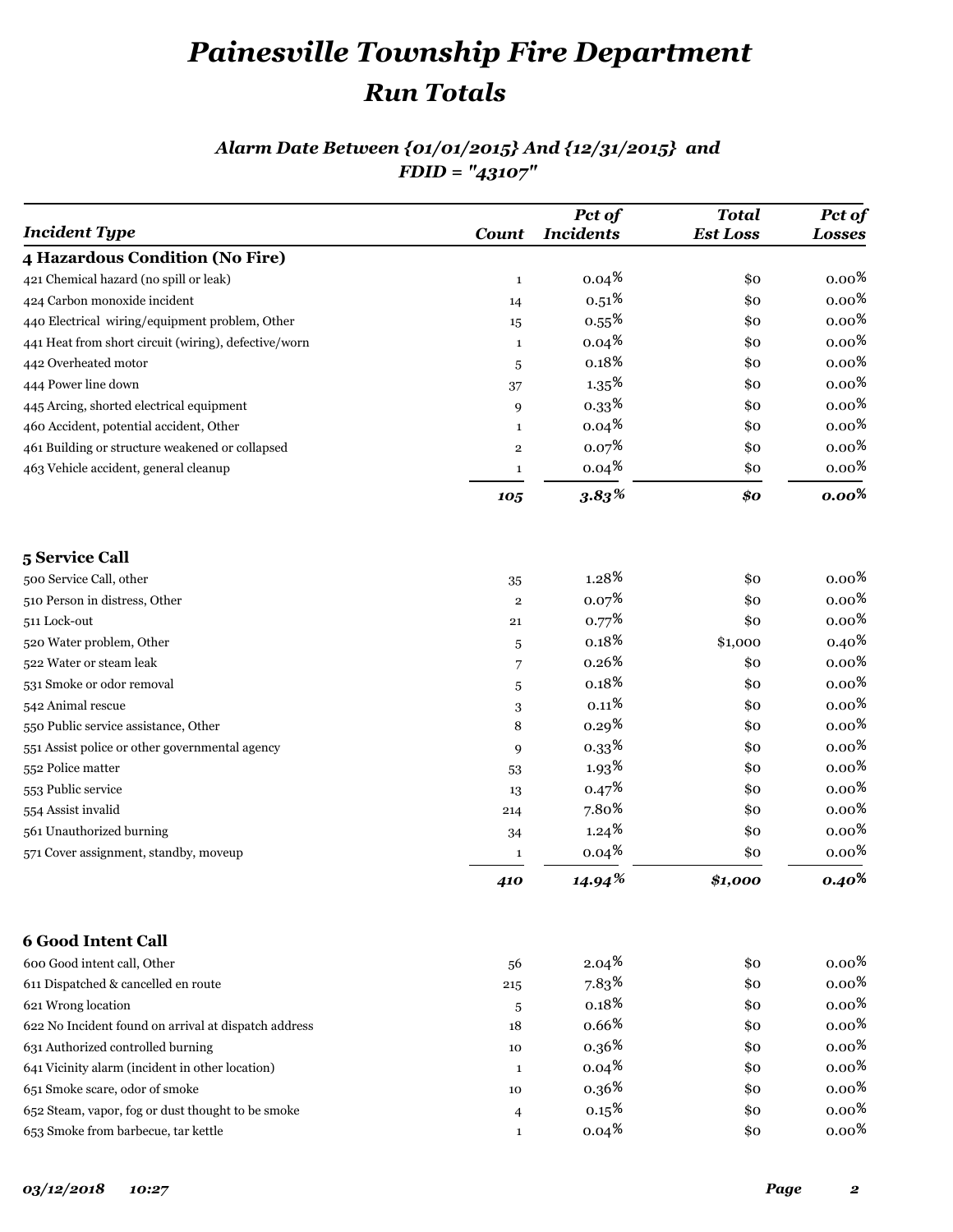# Painesville Township Fire Department

## Run Totals

### Alarm Date Between {01/01/2015} And {12/31/2015} and FDID = "43107"

| Incident Type | Count | Pct of Incidents | Total Est Loss | Pct of Losses |
|---|---|---|---|---|
| **4 Hazardous Condition (No Fire)** | | | | |
| 421 Chemical hazard (no spill or leak) | 1 | 0.04% | $0 | 0.00% |
| 424 Carbon monoxide incident | 14 | 0.51% | $0 | 0.00% |
| 440 Electrical wiring/equipment problem, Other | 15 | 0.55% | $0 | 0.00% |
| 441 Heat from short circuit (wiring), defective/worn | 1 | 0.04% | $0 | 0.00% |
| 442 Overheated motor | 5 | 0.18% | $0 | 0.00% |
| 444 Power line down | 37 | 1.35% | $0 | 0.00% |
| 445 Arcing, shorted electrical equipment | 9 | 0.33% | $0 | 0.00% |
| 460 Accident, potential accident, Other | 1 | 0.04% | $0 | 0.00% |
| 461 Building or structure weakened or collapsed | 2 | 0.07% | $0 | 0.00% |
| 463 Vehicle accident, general cleanup | 1 | 0.04% | $0 | 0.00% |
| | ***105*** | ***3.83%*** | ***$0*** | ***0.00%*** |
| **5 Service Call** | | | | |
| 500 Service Call, other | 35 | 1.28% | $0 | 0.00% |
| 510 Person in distress, Other | 2 | 0.07% | $0 | 0.00% |
| 511 Lock-out | 21 | 0.77% | $0 | 0.00% |
| 520 Water problem, Other | 5 | 0.18% | $1,000 | 0.40% |
| 522 Water or steam leak | 7 | 0.26% | $0 | 0.00% |
| 531 Smoke or odor removal | 5 | 0.18% | $0 | 0.00% |
| 542 Animal rescue | 3 | 0.11% | $0 | 0.00% |
| 550 Public service assistance, Other | 8 | 0.29% | $0 | 0.00% |
| 551 Assist police or other governmental agency | 9 | 0.33% | $0 | 0.00% |
| 552 Police matter | 53 | 1.93% | $0 | 0.00% |
| 553 Public service | 13 | 0.47% | $0 | 0.00% |
| 554 Assist invalid | 214 | 7.80% | $0 | 0.00% |
| 561 Unauthorized burning | 34 | 1.24% | $0 | 0.00% |
| 571 Cover assignment, standby, moveup | 1 | 0.04% | $0 | 0.00% |
| | ***410*** | ***14.94%*** | ***$1,000*** | ***0.40%*** |
| **6 Good Intent Call** | | | | |
| 600 Good intent call, Other | 56 | 2.04% | $0 | 0.00% |
| 611 Dispatched & cancelled en route | 215 | 7.83% | $0 | 0.00% |
| 621 Wrong location | 5 | 0.18% | $0 | 0.00% |
| 622 No Incident found on arrival at dispatch address | 18 | 0.66% | $0 | 0.00% |
| 631 Authorized controlled burning | 10 | 0.36% | $0 | 0.00% |
| 641 Vicinity alarm (incident in other location) | 1 | 0.04% | $0 | 0.00% |
| 651 Smoke scare, odor of smoke | 10 | 0.36% | $0 | 0.00% |
| 652 Steam, vapor, fog or dust thought to be smoke | 4 | 0.15% | $0 | 0.00% |
| 653 Smoke from barbecue, tar kettle | 1 | 0.04% | $0 | 0.00% |

*03/12/2018 10:27*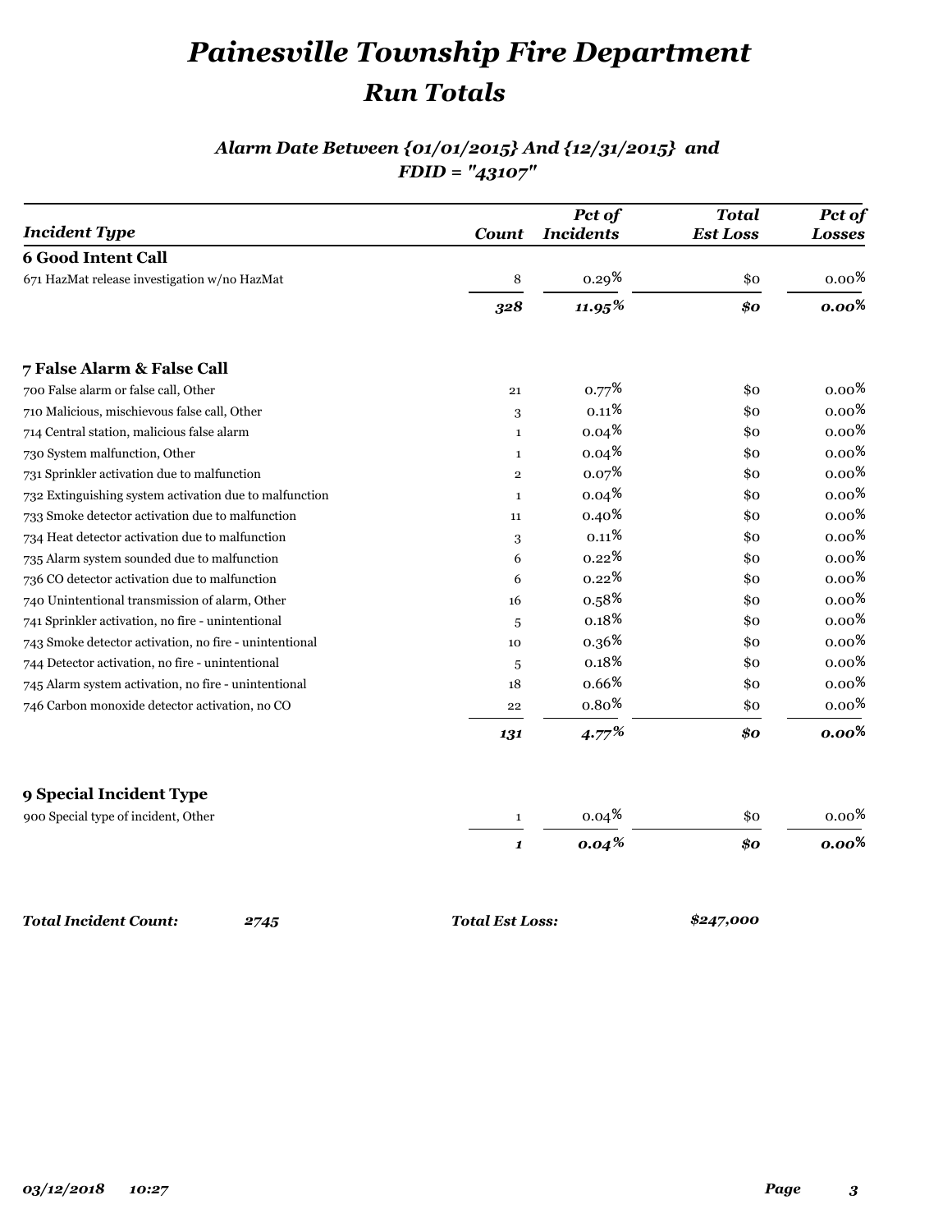# *Painesville Township Fire Department*

## *Run Totals*

### *Alarm Date Between {01/01/2015} And {12/31/2015} and FDID = "43107"*

| *Incident Type* | *Count* | *Pct of Incidents* | *Total Est Loss* | *Pct of Losses* |
|---|---|---|---|---|
| **6 Good Intent Call** | | | | |
| 671 HazMat release investigation w/no HazMat | 8 | 0.29% | $0 | 0.00% |
| | ***328*** | ***11.95%*** | ***$0*** | ***0.00%*** |
| **7 False Alarm & False Call** | | | | |
| 700 False alarm or false call, Other | 21 | 0.77% | $0 | 0.00% |
| 710 Malicious, mischievous false call, Other | 3 | 0.11% | $0 | 0.00% |
| 714 Central station, malicious false alarm | 1 | 0.04% | $0 | 0.00% |
| 730 System malfunction, Other | 1 | 0.04% | $0 | 0.00% |
| 731 Sprinkler activation due to malfunction | 2 | 0.07% | $0 | 0.00% |
| 732 Extinguishing system activation due to malfunction | 1 | 0.04% | $0 | 0.00% |
| 733 Smoke detector activation due to malfunction | 11 | 0.40% | $0 | 0.00% |
| 734 Heat detector activation due to malfunction | 3 | 0.11% | $0 | 0.00% |
| 735 Alarm system sounded due to malfunction | 6 | 0.22% | $0 | 0.00% |
| 736 CO detector activation due to malfunction | 6 | 0.22% | $0 | 0.00% |
| 740 Unintentional transmission of alarm, Other | 16 | 0.58% | $0 | 0.00% |
| 741 Sprinkler activation, no fire - unintentional | 5 | 0.18% | $0 | 0.00% |
| 743 Smoke detector activation, no fire - unintentional | 10 | 0.36% | $0 | 0.00% |
| 744 Detector activation, no fire - unintentional | 5 | 0.18% | $0 | 0.00% |
| 745 Alarm system activation, no fire - unintentional | 18 | 0.66% | $0 | 0.00% |
| 746 Carbon monoxide detector activation, no CO | 22 | 0.80% | $0 | 0.00% |
| | ***131*** | ***4.77%*** | ***$0*** | ***0.00%*** |
| **9 Special Incident Type** | | | | |
| 900 Special type of incident, Other | 1 | 0.04% | $0 | 0.00% |
| | ***1*** | ***0.04%*** | ***$0*** | ***0.00%*** |

***Total Incident Count:*** ***2745*** ***Total Est Loss:*** ***$247,000***

*03/12/2018 10:27*